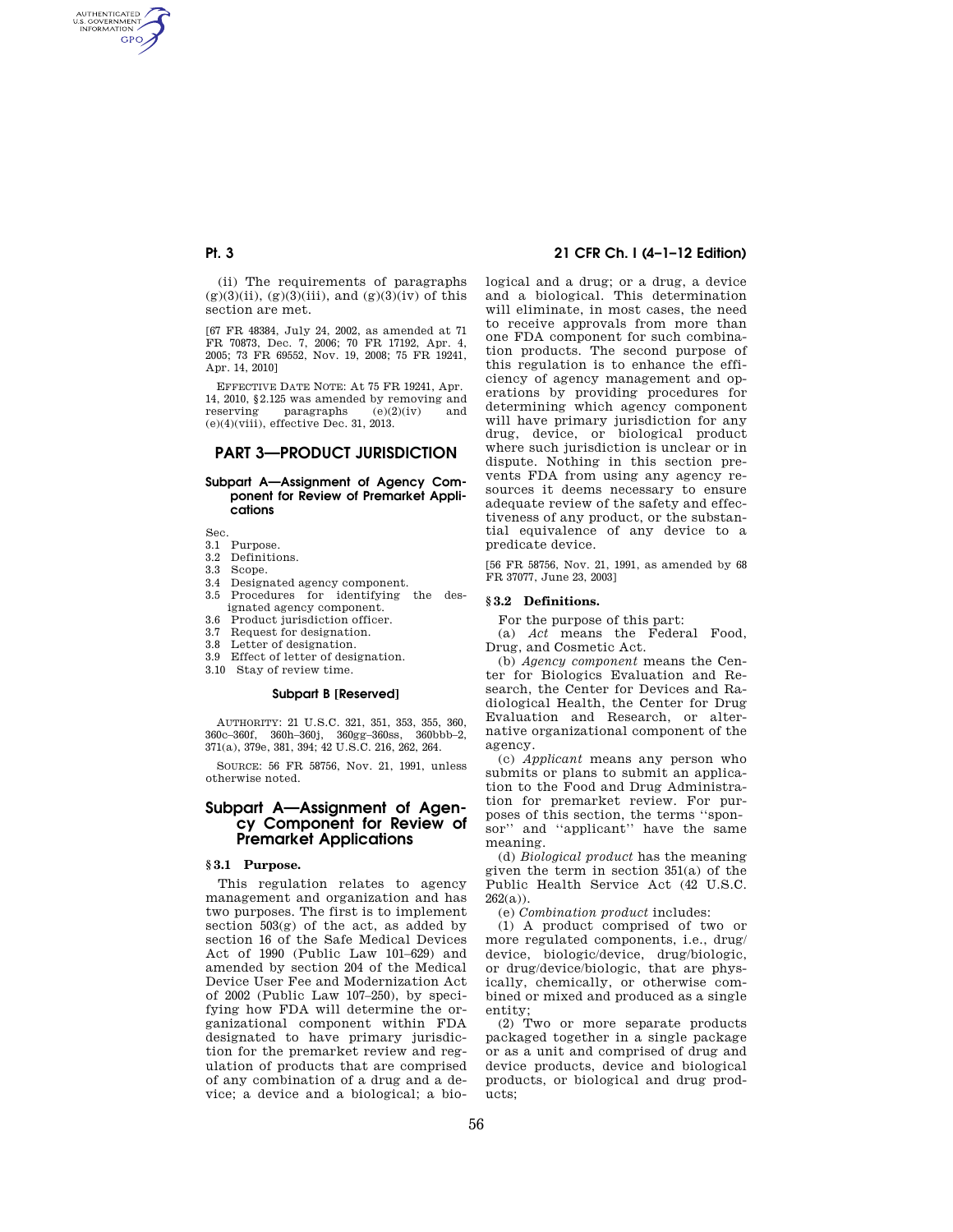(ii) The requirements of paragraphs (g)(3)(ii), (g)(3)(iii), and (g)(3)(iv) of this section are met.

[67 FR 48384, July 24, 2002, as amended at 71 FR 70873, Dec. 7, 2006; 70 FR 17192, Apr. 4, 2005; 73 FR 69552, Nov. 19, 2008; 75 FR 19241, Apr. 14, 2010]

EFFECTIVE DATE NOTE: At 75 FR 19241, Apr. 14, 2010, §2.125 was amended by removing and reserving paragraphs (e)(2)(iv) and (e)(4)(viii), effective Dec. 31, 2013.

# PART 3—PRODUCT JURISDICTION

### Subpart A—Assignment of Agency Component for Review of Premarket Applications

Sec.
3.1 Purpose.
3.2 Definitions.
3.3 Scope.
3.4 Designated agency component.
3.5 Procedures for identifying the designated agency component.
3.6 Product jurisdiction officer.
3.7 Request for designation.
3.8 Letter of designation.
3.9 Effect of letter of designation.
3.10 Stay of review time.

### Subpart B [Reserved]

AUTHORITY: 21 U.S.C. 321, 351, 353, 355, 360, 360c–360f, 360h–360j, 360gg–360ss, 360bbb–2, 371(a), 379e, 381, 394; 42 U.S.C. 216, 262, 264.

SOURCE: 56 FR 58756, Nov. 21, 1991, unless otherwise noted.

## Subpart A—Assignment of Agency Component for Review of Premarket Applications

### § 3.1 Purpose.

This regulation relates to agency management and organization and has two purposes. The first is to implement section 503(g) of the act, as added by section 16 of the Safe Medical Devices Act of 1990 (Public Law 101–629) and amended by section 204 of the Medical Device User Fee and Modernization Act of 2002 (Public Law 107–250), by specifying how FDA will determine the organizational component within FDA designated to have primary jurisdiction for the premarket review and regulation of products that are comprised of any combination of a drug and a device; a device and a biological; a biological and a drug; or a drug, a device and a biological. This determination will eliminate, in most cases, the need to receive approvals from more than one FDA component for such combination products. The second purpose of this regulation is to enhance the efficiency of agency management and operations by providing procedures for determining which agency component will have primary jurisdiction for any drug, device, or biological product where such jurisdiction is unclear or in dispute. Nothing in this section prevents FDA from using any agency resources it deems necessary to ensure adequate review of the safety and effectiveness of any product, or the substantial equivalence of any device to a predicate device.

[56 FR 58756, Nov. 21, 1991, as amended by 68 FR 37077, June 23, 2003]

### § 3.2 Definitions.

For the purpose of this part:

(a) *Act* means the Federal Food, Drug, and Cosmetic Act.

(b) *Agency component* means the Center for Biologics Evaluation and Research, the Center for Devices and Radiological Health, the Center for Drug Evaluation and Research, or alternative organizational component of the agency.

(c) *Applicant* means any person who submits or plans to submit an application to the Food and Drug Administration for premarket review. For purposes of this section, the terms ''sponsor'' and ''applicant'' have the same meaning.

(d) *Biological product* has the meaning given the term in section 351(a) of the Public Health Service Act (42 U.S.C. 262(a)).

(e) *Combination product* includes:

(1) A product comprised of two or more regulated components, i.e., drug/device, biologic/device, drug/biologic, or drug/device/biologic, that are physically, chemically, or otherwise combined or mixed and produced as a single entity;

(2) Two or more separate products packaged together in a single package or as a unit and comprised of drug and device products, device and biological products, or biological and drug products;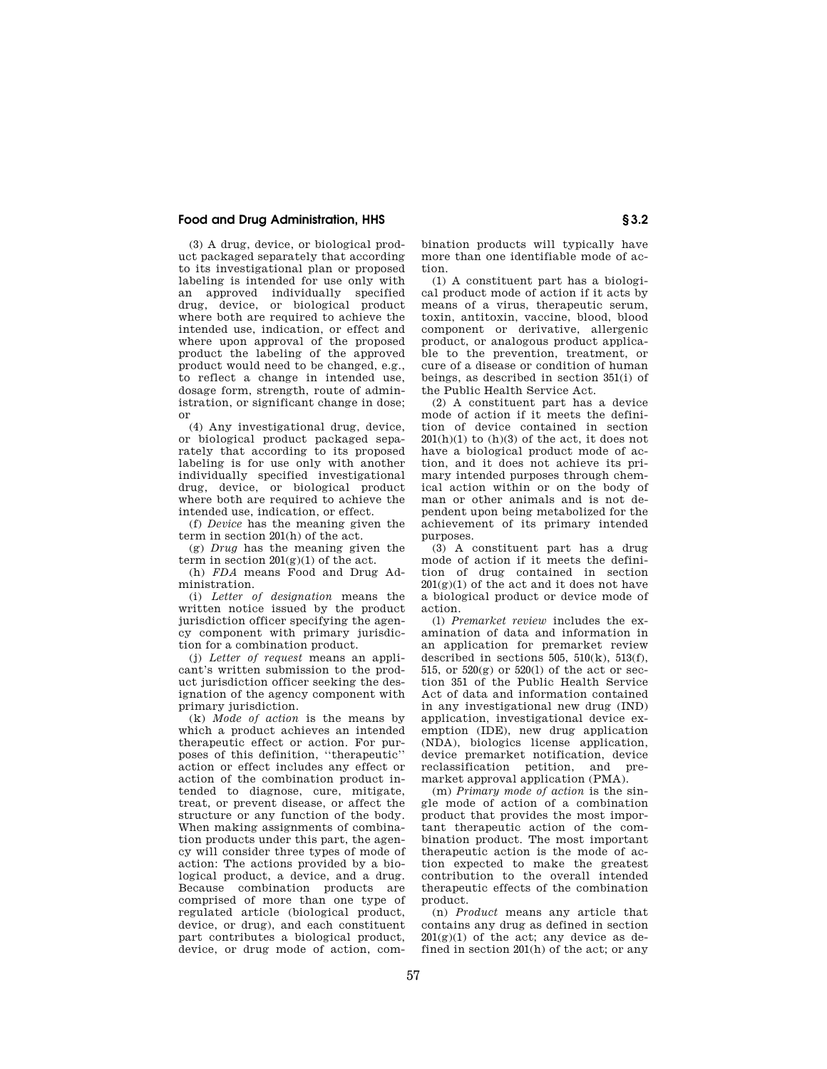(3) A drug, device, or biological product packaged separately that according to its investigational plan or proposed labeling is intended for use only with an approved individually specified drug, device, or biological product where both are required to achieve the intended use, indication, or effect and where upon approval of the proposed product the labeling of the approved product would need to be changed, e.g., to reflect a change in intended use, dosage form, strength, route of administration, or significant change in dose; or

(4) Any investigational drug, device, or biological product packaged separately that according to its proposed labeling is for use only with another individually specified investigational drug, device, or biological product where both are required to achieve the intended use, indication, or effect.

(f) *Device* has the meaning given the term in section 201(h) of the act.

(g) *Drug* has the meaning given the term in section 201(g)(1) of the act.

(h) *FDA* means Food and Drug Administration.

(i) *Letter of designation* means the written notice issued by the product jurisdiction officer specifying the agency component with primary jurisdiction for a combination product.

(j) *Letter of request* means an applicant's written submission to the product jurisdiction officer seeking the designation of the agency component with primary jurisdiction.

(k) *Mode of action* is the means by which a product achieves an intended therapeutic effect or action. For purposes of this definition, "therapeutic" action or effect includes any effect or action of the combination product intended to diagnose, cure, mitigate, treat, or prevent disease, or affect the structure or any function of the body. When making assignments of combination products under this part, the agency will consider three types of mode of action: The actions provided by a biological product, a device, and a drug. Because combination products are comprised of more than one type of regulated article (biological product, device, or drug), and each constituent part contributes a biological product, device, or drug mode of action, combination products will typically have more than one identifiable mode of action.

(1) A constituent part has a biological product mode of action if it acts by means of a virus, therapeutic serum, toxin, antitoxin, vaccine, blood, blood component or derivative, allergenic product, or analogous product applicable to the prevention, treatment, or cure of a disease or condition of human beings, as described in section 351(i) of the Public Health Service Act.

(2) A constituent part has a device mode of action if it meets the definition of device contained in section 201(h)(1) to (h)(3) of the act, it does not have a biological product mode of action, and it does not achieve its primary intended purposes through chemical action within or on the body of man or other animals and is not dependent upon being metabolized for the achievement of its primary intended purposes.

(3) A constituent part has a drug mode of action if it meets the definition of drug contained in section 201(g)(1) of the act and it does not have a biological product or device mode of action.

(l) *Premarket review* includes the examination of data and information in an application for premarket review described in sections 505, 510(k), 513(f), 515, or 520(g) or 520(l) of the act or section 351 of the Public Health Service Act of data and information contained in any investigational new drug (IND) application, investigational device exemption (IDE), new drug application (NDA), biologics license application, device premarket notification, device reclassification petition, and premarket approval application (PMA).

(m) *Primary mode of action* is the single mode of action of a combination product that provides the most important therapeutic action of the combination product. The most important therapeutic action is the mode of action expected to make the greatest contribution to the overall intended therapeutic effects of the combination product.

(n) *Product* means any article that contains any drug as defined in section 201(g)(1) of the act; any device as defined in section 201(h) of the act; or any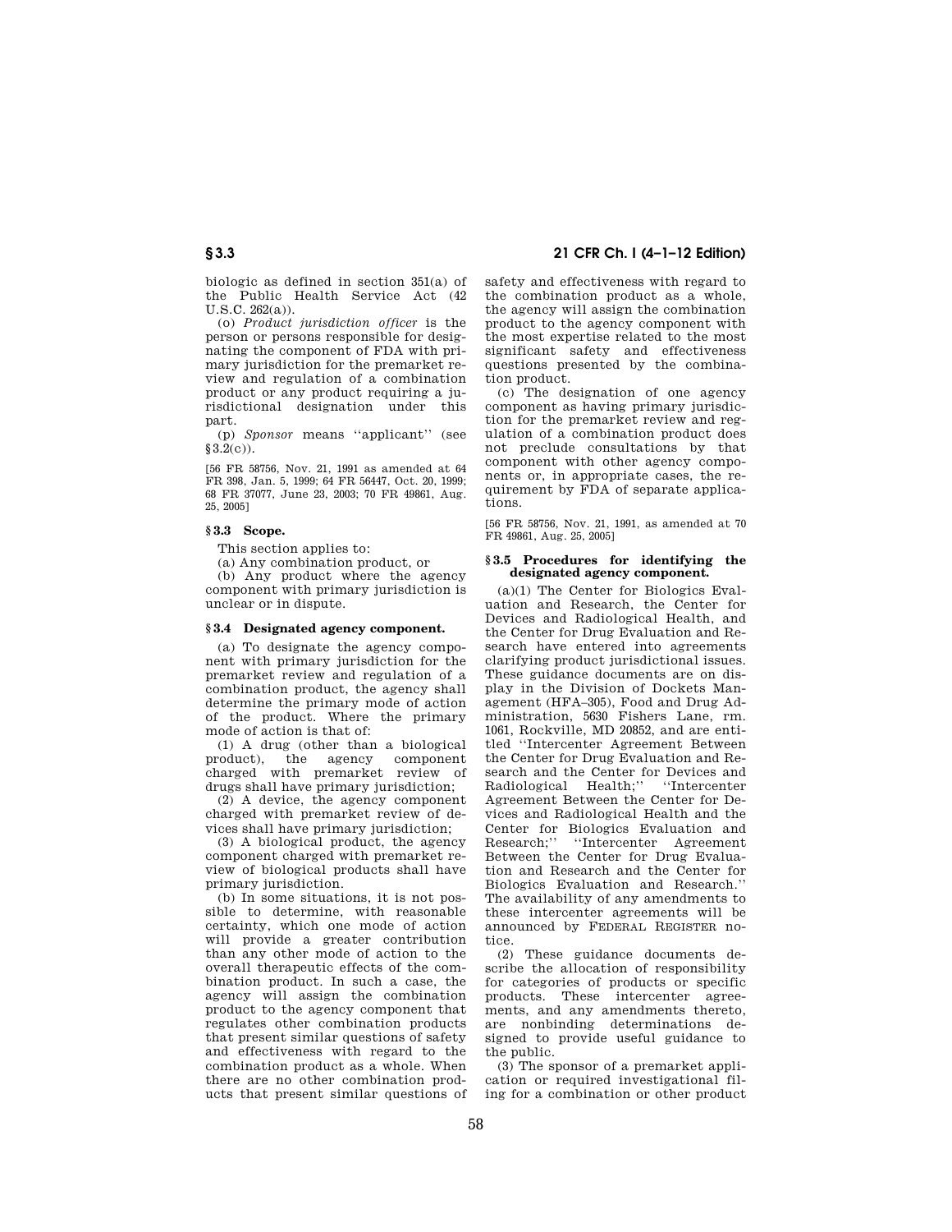biologic as defined in section 351(a) of the Public Health Service Act (42 U.S.C. 262(a)).

(o) *Product jurisdiction officer* is the person or persons responsible for designating the component of FDA with primary jurisdiction for the premarket review and regulation of a combination product or any product requiring a jurisdictional designation under this part.

(p) *Sponsor* means ''applicant'' (see §3.2(c)).

[56 FR 58756, Nov. 21, 1991 as amended at 64 FR 398, Jan. 5, 1999; 64 FR 56447, Oct. 20, 1999; 68 FR 37077, June 23, 2003; 70 FR 49861, Aug. 25, 2005]

### § 3.3 Scope.

This section applies to:

(a) Any combination product, or

(b) Any product where the agency component with primary jurisdiction is unclear or in dispute.

### § 3.4 Designated agency component.

(a) To designate the agency component with primary jurisdiction for the premarket review and regulation of a combination product, the agency shall determine the primary mode of action of the product. Where the primary mode of action is that of:

(1) A drug (other than a biological product), the agency component charged with premarket review of drugs shall have primary jurisdiction;

(2) A device, the agency component charged with premarket review of devices shall have primary jurisdiction;

(3) A biological product, the agency component charged with premarket review of biological products shall have primary jurisdiction.

(b) In some situations, it is not possible to determine, with reasonable certainty, which one mode of action will provide a greater contribution than any other mode of action to the overall therapeutic effects of the combination product. In such a case, the agency will assign the combination product to the agency component that regulates other combination products that present similar questions of safety and effectiveness with regard to the combination product as a whole. When there are no other combination products that present similar questions of safety and effectiveness with regard to the combination product as a whole, the agency will assign the combination product to the agency component with the most expertise related to the most significant safety and effectiveness questions presented by the combination product.

(c) The designation of one agency component as having primary jurisdiction for the premarket review and regulation of a combination product does not preclude consultations by that component with other agency components or, in appropriate cases, the requirement by FDA of separate applications.

[56 FR 58756, Nov. 21, 1991, as amended at 70 FR 49861, Aug. 25, 2005]

### § 3.5 Procedures for identifying the designated agency component.

(a)(1) The Center for Biologics Evaluation and Research, the Center for Devices and Radiological Health, and the Center for Drug Evaluation and Research have entered into agreements clarifying product jurisdictional issues. These guidance documents are on display in the Division of Dockets Management (HFA–305), Food and Drug Administration, 5630 Fishers Lane, rm. 1061, Rockville, MD 20852, and are entitled ''Intercenter Agreement Between the Center for Drug Evaluation and Research and the Center for Devices and Radiological Health;'' ''Intercenter Agreement Between the Center for Devices and Radiological Health and the Center for Biologics Evaluation and Research;'' ''Intercenter Agreement Between the Center for Drug Evaluation and Research and the Center for Biologics Evaluation and Research.'' The availability of any amendments to these intercenter agreements will be announced by FEDERAL REGISTER notice.

(2) These guidance documents describe the allocation of responsibility for categories of products or specific products. These intercenter agreements, and any amendments thereto, are nonbinding determinations designed to provide useful guidance to the public.

(3) The sponsor of a premarket application or required investigational filing for a combination or other product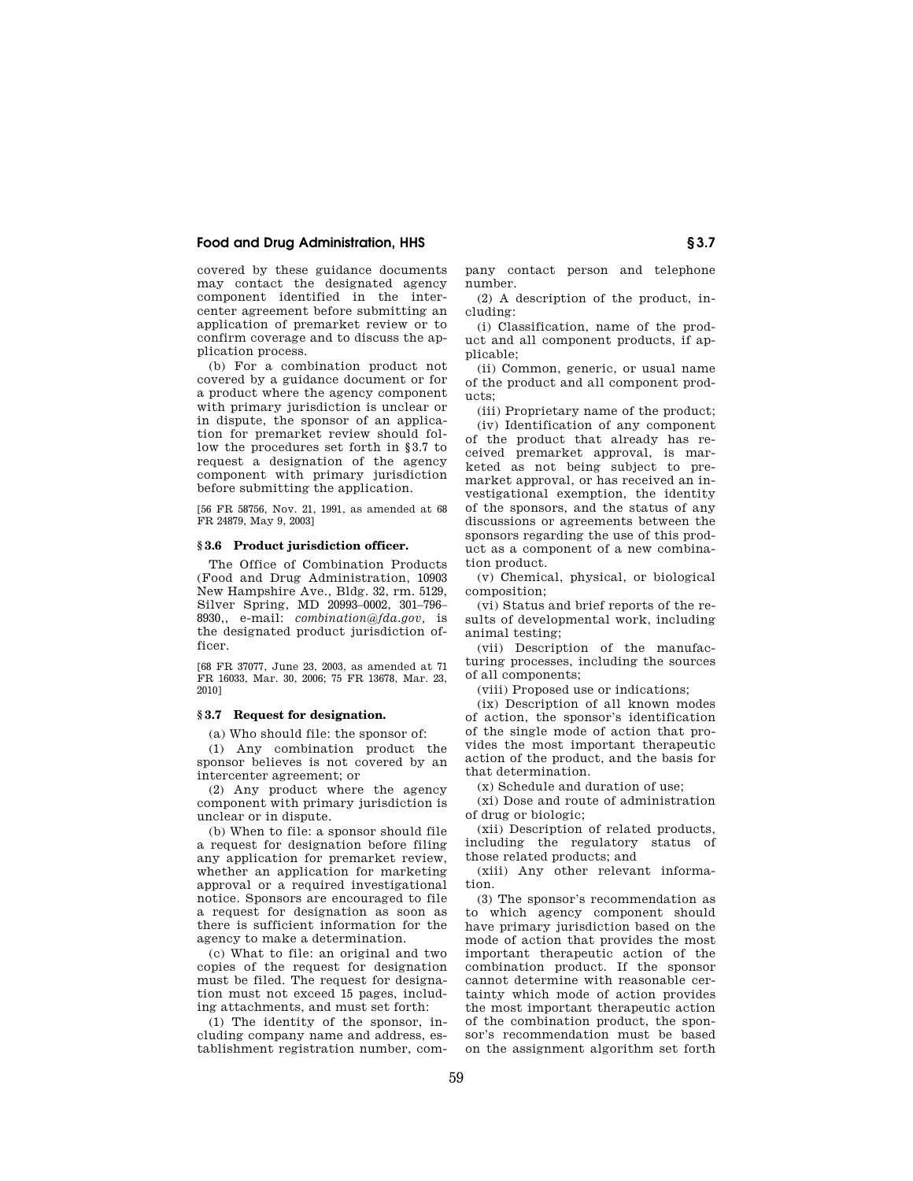covered by these guidance documents may contact the designated agency component identified in the intercenter agreement before submitting an application of premarket review or to confirm coverage and to discuss the application process.

(b) For a combination product not covered by a guidance document or for a product where the agency component with primary jurisdiction is unclear or in dispute, the sponsor of an application for premarket review should follow the procedures set forth in §3.7 to request a designation of the agency component with primary jurisdiction before submitting the application.

[56 FR 58756, Nov. 21, 1991, as amended at 68 FR 24879, May 9, 2003]

### §3.6 Product jurisdiction officer.

The Office of Combination Products (Food and Drug Administration, 10903 New Hampshire Ave., Bldg. 32, rm. 5129, Silver Spring, MD 20993–0002, 301–796–8930,, e-mail: *combination@fda.gov*, is the designated product jurisdiction officer.

[68 FR 37077, June 23, 2003, as amended at 71 FR 16033, Mar. 30, 2006; 75 FR 13678, Mar. 23, 2010]

### §3.7 Request for designation.

(a) Who should file: the sponsor of:

(1) Any combination product the sponsor believes is not covered by an intercenter agreement; or

(2) Any product where the agency component with primary jurisdiction is unclear or in dispute.

(b) When to file: a sponsor should file a request for designation before filing any application for premarket review, whether an application for marketing approval or a required investigational notice. Sponsors are encouraged to file a request for designation as soon as there is sufficient information for the agency to make a determination.

(c) What to file: an original and two copies of the request for designation must be filed. The request for designation must not exceed 15 pages, including attachments, and must set forth:

(1) The identity of the sponsor, including company name and address, establishment registration number, company contact person and telephone number.

(2) A description of the product, including:

(i) Classification, name of the product and all component products, if applicable;

(ii) Common, generic, or usual name of the product and all component products;

(iii) Proprietary name of the product;

(iv) Identification of any component of the product that already has received premarket approval, is marketed as not being subject to premarket approval, or has received an investigational exemption, the identity of the sponsors, and the status of any discussions or agreements between the sponsors regarding the use of this product as a component of a new combination product.

(v) Chemical, physical, or biological composition;

(vi) Status and brief reports of the results of developmental work, including animal testing;

(vii) Description of the manufacturing processes, including the sources of all components;

(viii) Proposed use or indications;

(ix) Description of all known modes of action, the sponsor's identification of the single mode of action that provides the most important therapeutic action of the product, and the basis for that determination.

(x) Schedule and duration of use;

(xi) Dose and route of administration of drug or biologic;

(xii) Description of related products, including the regulatory status of those related products; and

(xiii) Any other relevant information.

(3) The sponsor's recommendation as to which agency component should have primary jurisdiction based on the mode of action that provides the most important therapeutic action of the combination product. If the sponsor cannot determine with reasonable certainty which mode of action provides the most important therapeutic action of the combination product, the sponsor's recommendation must be based on the assignment algorithm set forth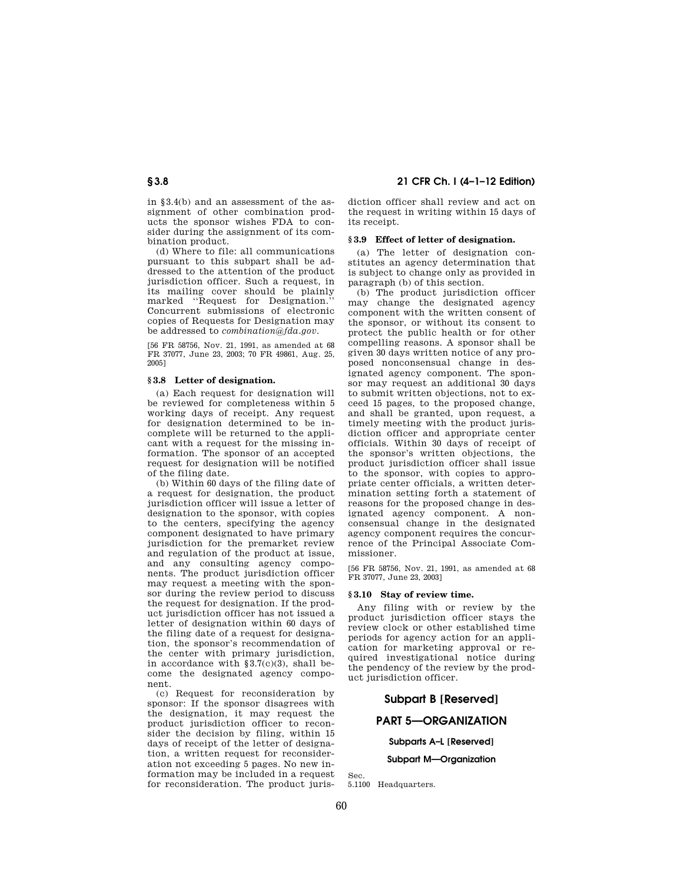in §3.4(b) and an assessment of the assignment of other combination products the sponsor wishes FDA to consider during the assignment of its combination product.

(d) Where to file: all communications pursuant to this subpart shall be addressed to the attention of the product jurisdiction officer. Such a request, in its mailing cover should be plainly marked ''Request for Designation.'' Concurrent submissions of electronic copies of Requests for Designation may be addressed to *combination@fda.gov*.

[56 FR 58756, Nov. 21, 1991, as amended at 68 FR 37077, June 23, 2003; 70 FR 49861, Aug. 25, 2005]

### § 3.8 Letter of designation.

(a) Each request for designation will be reviewed for completeness within 5 working days of receipt. Any request for designation determined to be incomplete will be returned to the applicant with a request for the missing information. The sponsor of an accepted request for designation will be notified of the filing date.

(b) Within 60 days of the filing date of a request for designation, the product jurisdiction officer will issue a letter of designation to the sponsor, with copies to the centers, specifying the agency component designated to have primary jurisdiction for the premarket review and regulation of the product at issue, and any consulting agency components. The product jurisdiction officer may request a meeting with the sponsor during the review period to discuss the request for designation. If the product jurisdiction officer has not issued a letter of designation within 60 days of the filing date of a request for designation, the sponsor's recommendation of the center with primary jurisdiction, in accordance with §3.7(c)(3), shall become the designated agency component.

(c) Request for reconsideration by sponsor: If the sponsor disagrees with the designation, it may request the product jurisdiction officer to reconsider the decision by filing, within 15 days of receipt of the letter of designation, a written request for reconsideration not exceeding 5 pages. No new information may be included in a request for reconsideration. The product jurisdiction officer shall review and act on the request in writing within 15 days of its receipt.

### § 3.9 Effect of letter of designation.

(a) The letter of designation constitutes an agency determination that is subject to change only as provided in paragraph (b) of this section.

(b) The product jurisdiction officer may change the designated agency component with the written consent of the sponsor, or without its consent to protect the public health or for other compelling reasons. A sponsor shall be given 30 days written notice of any proposed nonconsensual change in designated agency component. The sponsor may request an additional 30 days to submit written objections, not to exceed 15 pages, to the proposed change, and shall be granted, upon request, a timely meeting with the product jurisdiction officer and appropriate center officials. Within 30 days of receipt of the sponsor's written objections, the product jurisdiction officer shall issue to the sponsor, with copies to appropriate center officials, a written determination setting forth a statement of reasons for the proposed change in designated agency component. A nonconsensual change in the designated agency component requires the concurrence of the Principal Associate Commissioner.

[56 FR 58756, Nov. 21, 1991, as amended at 68 FR 37077, June 23, 2003]

### § 3.10 Stay of review time.

Any filing with or review by the product jurisdiction officer stays the review clock or other established time periods for agency action for an application for marketing approval or required investigational notice during the pendency of the review by the product jurisdiction officer.

## Subpart B [Reserved]

# PART 5—ORGANIZATION

### Subparts A–L [Reserved]

### Subpart M—Organization

Sec.
5.1100 Headquarters.